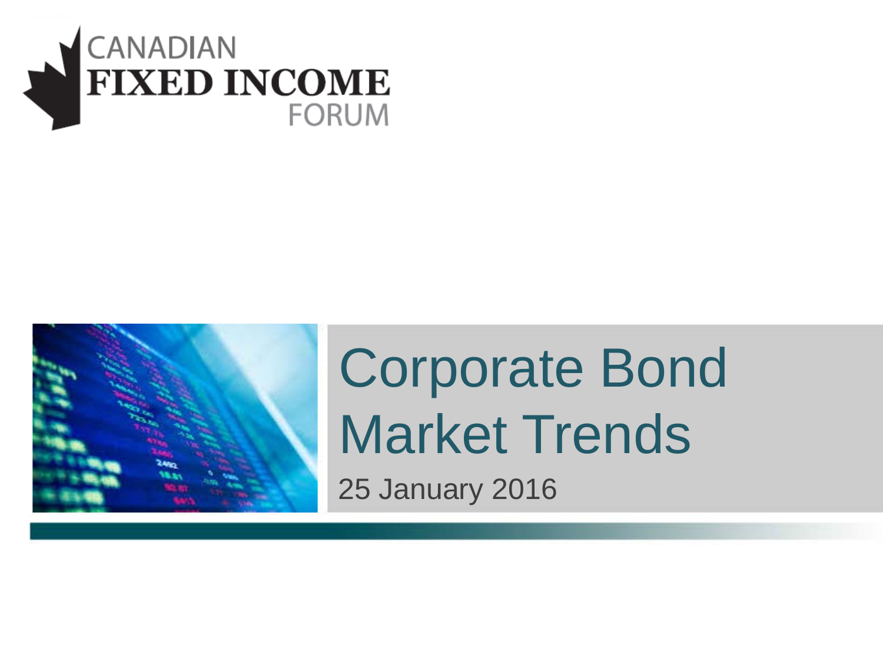CANADIAN
**FIXED INCOME**
FORUM

# Corporate Bond Market Trends

25 January 2016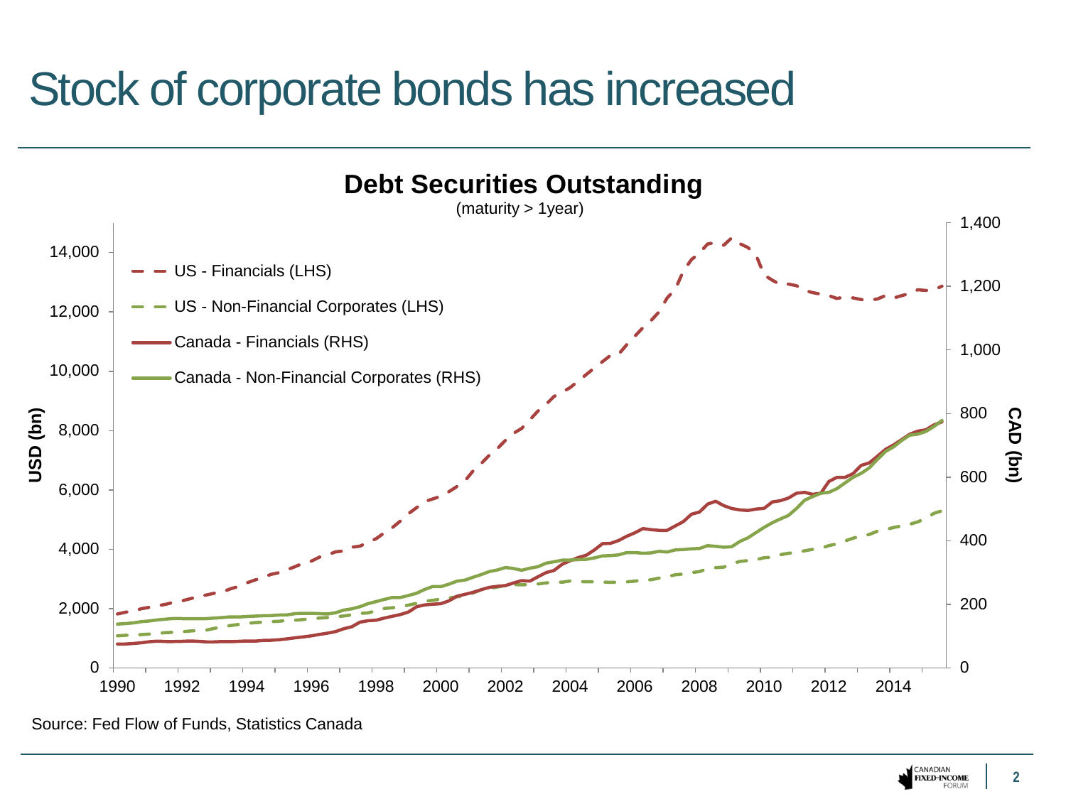# Stock of corporate bonds has increased

**Debt Securities Outstanding**

(maturity > 1year)

- US - Financials (LHS)
- US - Non-Financial Corporates (LHS)
- Canada - Financials (RHS)
- Canada - Non-Financial Corporates (RHS)

USD (bn): 0, 2,000, 4,000, 6,000, 8,000, 10,000, 12,000, 14,000

CAD (bn): 0, 200, 400, 600, 800, 1,000, 1,200, 1,400

1990, 1992, 1994, 1996, 1998, 2000, 2002, 2004, 2006, 2008, 2010, 2012, 2014

Source: Fed Flow of Funds, Statistics Canada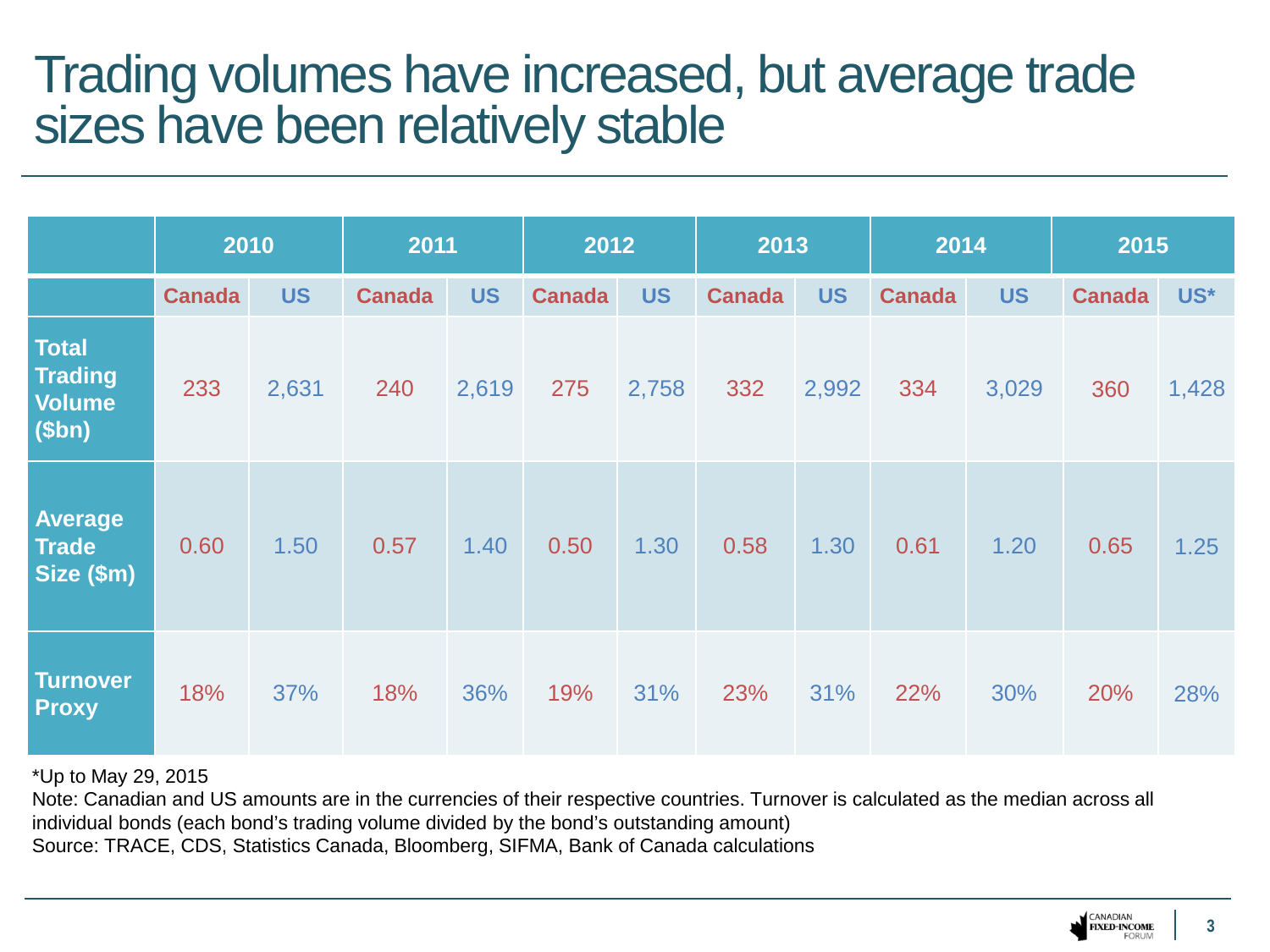# Trading volumes have increased, but average trade sizes have been relatively stable

| | 2010 | | 2011 | | 2012 | | 2013 | | 2014 | | 2015 | |
|---|---|---|---|---|---|---|---|---|---|---|---|---|
| | Canada | US | Canada | US | Canada | US | Canada | US | Canada | US | Canada | US* |
| **Total Trading Volume ($bn)** | 233 | 2,631 | 240 | 2,619 | 275 | 2,758 | 332 | 2,992 | 334 | 3,029 | 360 | 1,428 |
| **Average Trade Size ($m)** | 0.60 | 1.50 | 0.57 | 1.40 | 0.50 | 1.30 | 0.58 | 1.30 | 0.61 | 1.20 | 0.65 | 1.25 |
| **Turnover Proxy** | 18% | 37% | 18% | 36% | 19% | 31% | 23% | 31% | 22% | 30% | 20% | 28% |

*Up to May 29, 2015

Note: Canadian and US amounts are in the currencies of their respective countries. Turnover is calculated as the median across all individual bonds (each bond's trading volume divided by the bond's outstanding amount)

Source: TRACE, CDS, Statistics Canada, Bloomberg, SIFMA, Bank of Canada calculations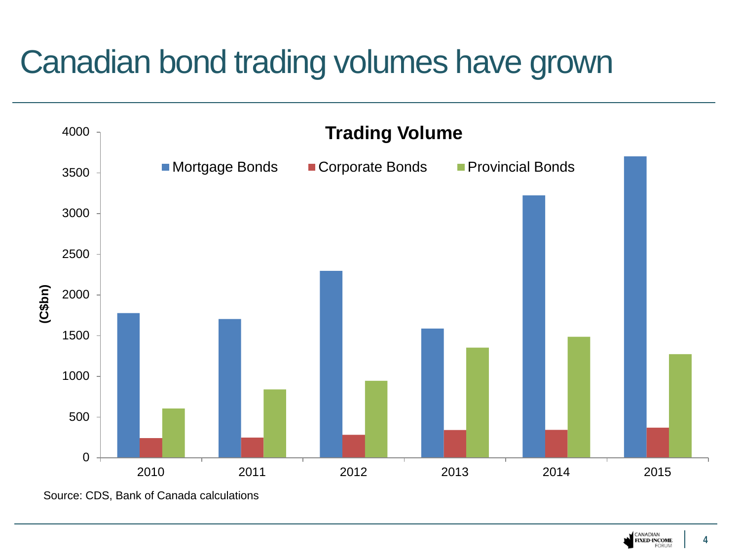# Canadian bond trading volumes have grown

**Trading Volume**

(C$bn)

Mortgage Bonds | Corporate Bonds | Provincial Bonds

4000, 3500, 3000, 2500, 2000, 1500, 1000, 500, 0

2010, 2011, 2012, 2013, 2014, 2015

Source: CDS, Bank of Canada calculations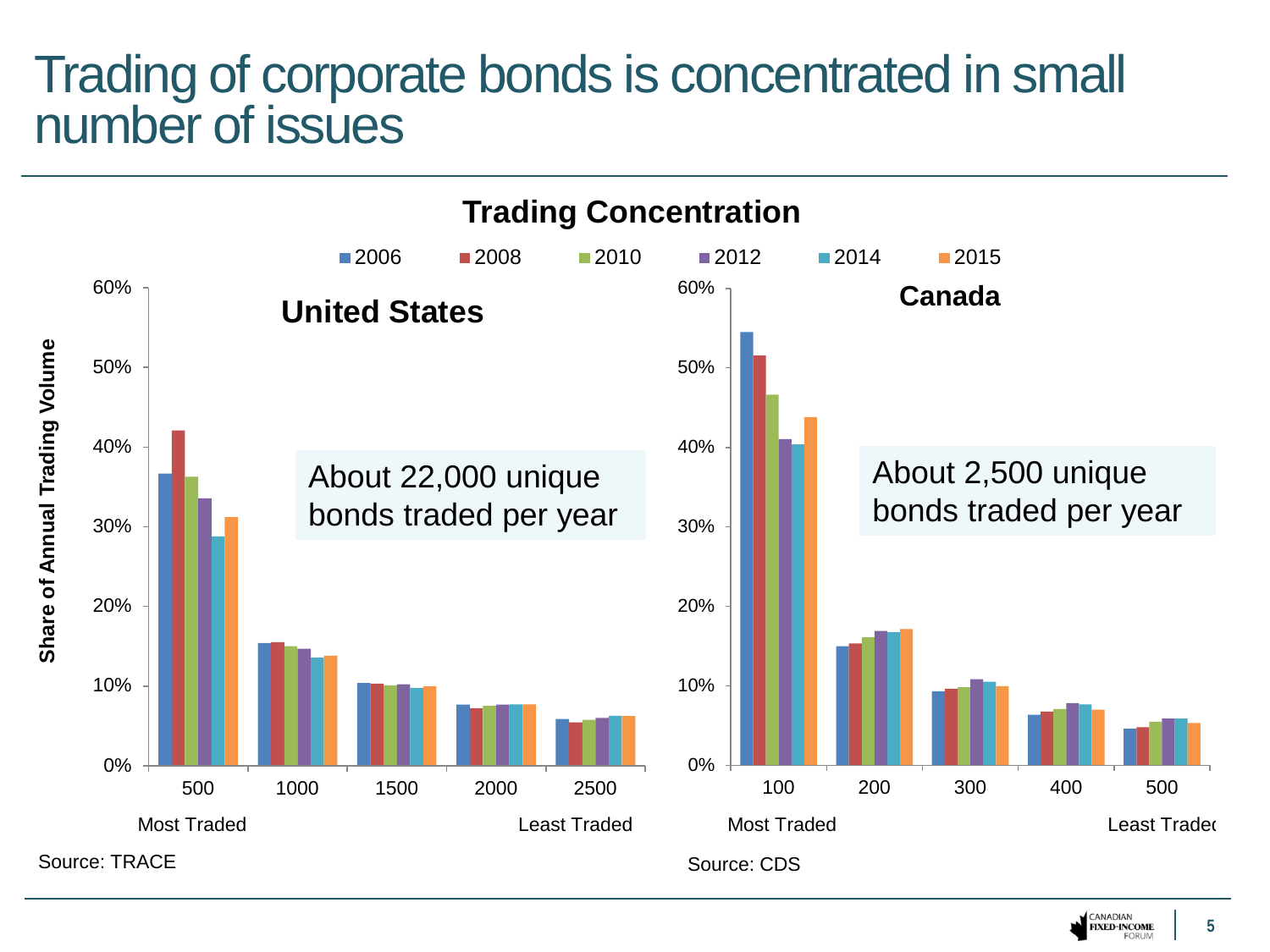# Trading of corporate bonds is concentrated in small number of issues

## Trading Concentration

Legend: 2006, 2008, 2010, 2012, 2014, 2015

Y-axis: Share of Annual Trading Volume

### United States

About 22,000 unique bonds traded per year

X-axis: 500, 1000, 1500, 2000, 2500 (Most Traded → Least Traded)

Source: TRACE

### Canada

About 2,500 unique bonds traded per year

X-axis: 100, 200, 300, 400, 500 (Most Traded → Least Traded)

Source: CDS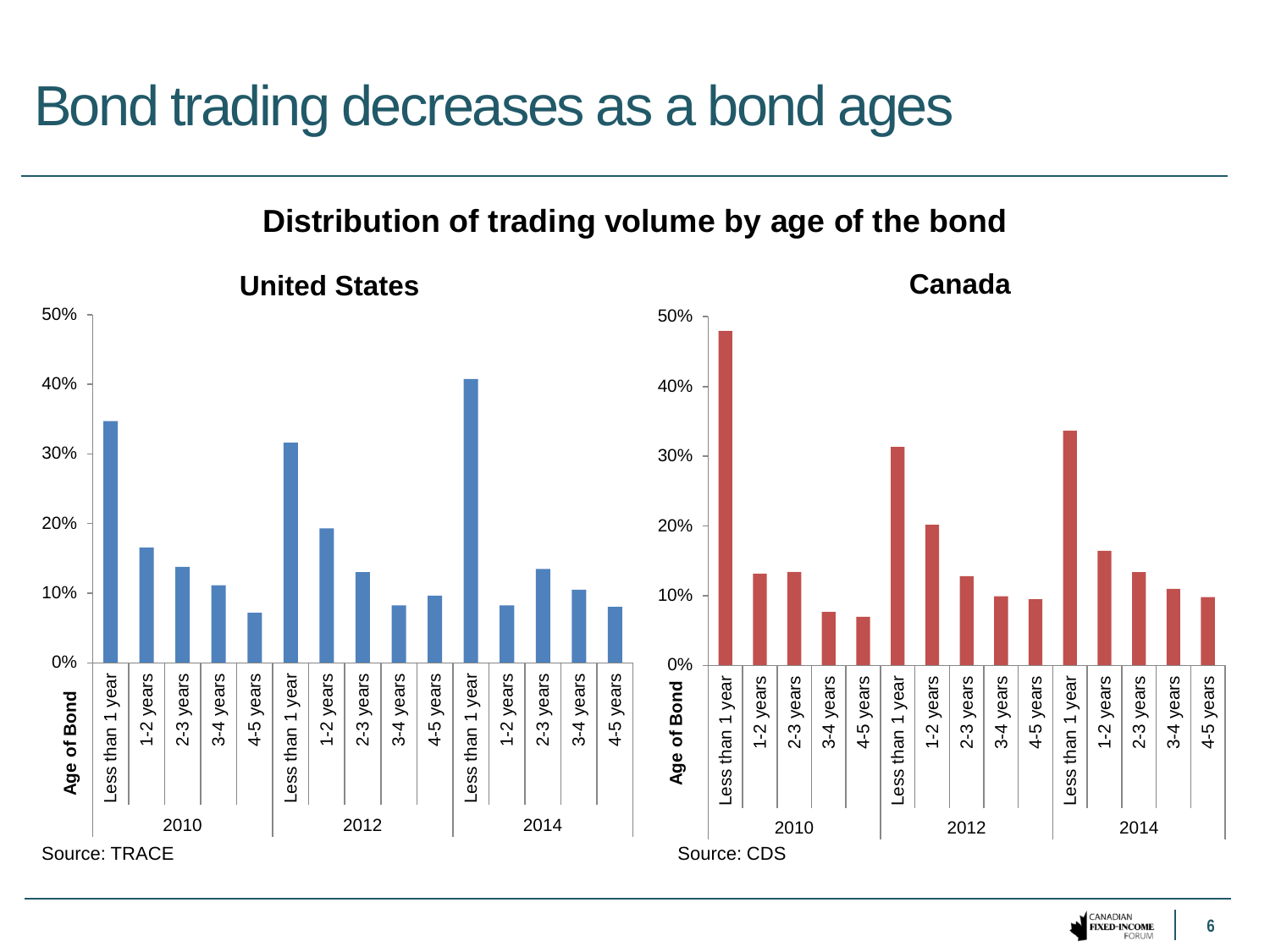# Bond trading decreases as a bond ages

## Distribution of trading volume by age of the bond

### United States

| Age of Bond | 2010 | 2012 | 2014 |
|---|---|---|---|
| Less than 1 year | 35% | 32% | 41% |
| 1-2 years | 17% | 19% | 8% |
| 2-3 years | 14% | 13% | 13% |
| 3-4 years | 11% | 8% | 10% |
| 4-5 years | 7% | 10% | 8% |

Source: TRACE

### Canada

| Age of Bond | 2010 | 2012 | 2014 |
|---|---|---|---|
| Less than 1 year | 48% | 31% | 34% |
| 1-2 years | 13% | 20% | 16% |
| 2-3 years | 13% | 13% | 13% |
| 3-4 years | 8% | 10% | 11% |
| 4-5 years | 7% | 9% | 10% |

Source: CDS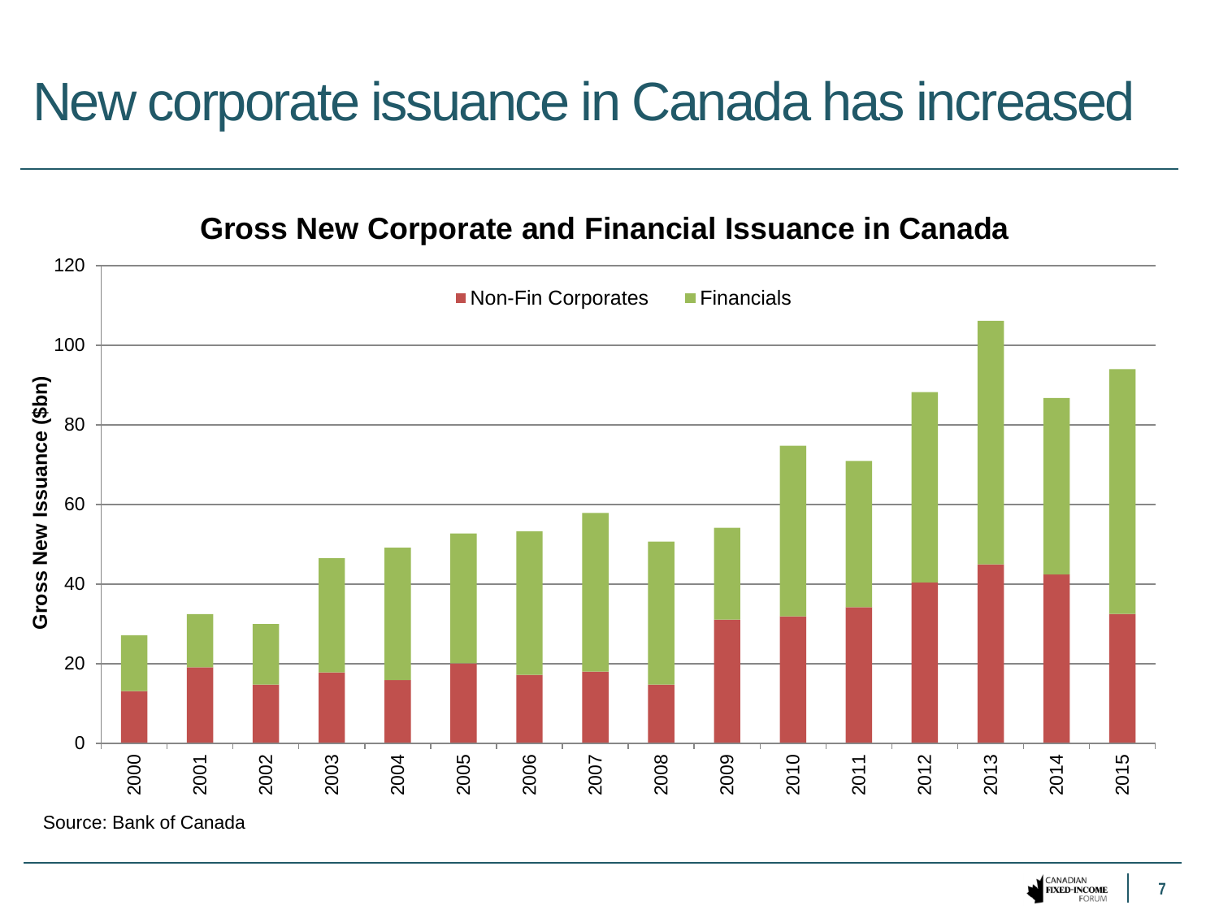# New corporate issuance in Canada has increased

**Gross New Corporate and Financial Issuance in Canada**

Non-Fin Corporates
Financials

Gross New Issuance ($bn)

0
20
40
60
80
100
120

2000
2001
2002
2003
2004
2005
2006
2007
2008
2009
2010
2011
2012
2013
2014
2015

Source: Bank of Canada